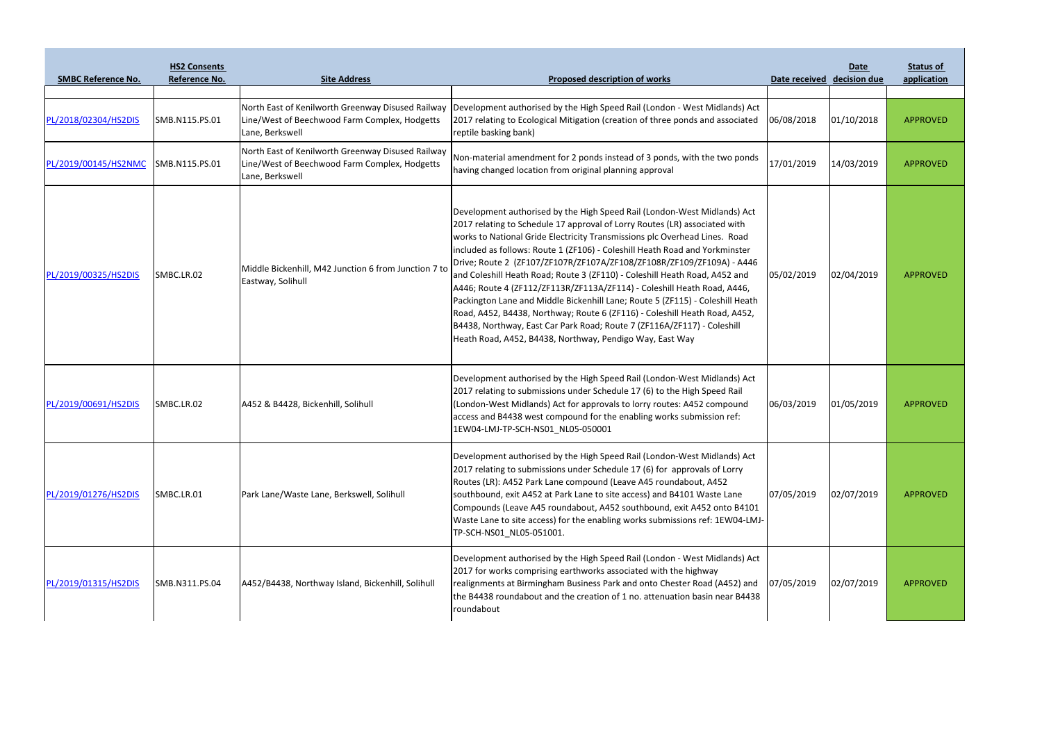| SMBC Reference No. | HS2 Consents Reference No. | Site Address | Proposed description of works | Date received | Date decision due | Status of application |
|---|---|---|---|---|---|---|
| PL/2018/02304/HS2DIS | SMB.N115.PS.01 | North East of Kenilworth Greenway Disused Railway Line/West of Beechwood Farm Complex, Hodgetts Lane, Berkswell | Development authorised by the High Speed Rail (London - West Midlands) Act 2017 relating to Ecological Mitigation (creation of three ponds and associated reptile basking bank) | 06/08/2018 | 01/10/2018 | APPROVED |
| PL/2019/00145/HS2NMC | SMB.N115.PS.01 | North East of Kenilworth Greenway Disused Railway Line/West of Beechwood Farm Complex, Hodgetts Lane, Berkswell | Non-material amendment for 2 ponds instead of 3 ponds, with the two ponds having changed location from original planning approval | 17/01/2019 | 14/03/2019 | APPROVED |
| PL/2019/00325/HS2DIS | SMBC.LR.02 | Middle Bickenhill, M42 Junction 6 from Junction 7 to Eastway, Solihull | Development authorised by the High Speed Rail (London-West Midlands) Act 2017 relating to Schedule 17 approval of Lorry Routes (LR) associated with works to National Gride Electricity Transmissions plc Overhead Lines. Road included as follows: Route 1 (ZF106) - Coleshill Heath Road and Yorkminster Drive; Route 2 (ZF107/ZF107R/ZF107A/ZF108/ZF108R/ZF109/ZF109A) - A446 and Coleshill Heath Road; Route 3 (ZF110) - Coleshill Heath Road, A452 and A446; Route 4 (ZF112/ZF113R/ZF113A/ZF114) - Coleshill Heath Road, A446, Packington Lane and Middle Bickenhill Lane; Route 5 (ZF115) - Coleshill Heath Road, A452, B4438, Northway; Route 6 (ZF116) - Coleshill Heath Road, A452, B4438, Northway, East Car Park Road; Route 7 (ZF116A/ZF117) - Coleshill Heath Road, A452, B4438, Northway, Pendigo Way, East Way | 05/02/2019 | 02/04/2019 | APPROVED |
| PL/2019/00691/HS2DIS | SMBC.LR.02 | A452 & B4428, Bickenhill, Solihull | Development authorised by the High Speed Rail (London-West Midlands) Act 2017 relating to submissions under Schedule 17 (6) to the High Speed Rail (London-West Midlands) Act for approvals to lorry routes: A452 compound access and B4438 west compound for the enabling works submission ref: 1EW04-LMJ-TP-SCH-NS01_NL05-050001 | 06/03/2019 | 01/05/2019 | APPROVED |
| PL/2019/01276/HS2DIS | SMBC.LR.01 | Park Lane/Waste Lane, Berkswell, Solihull | Development authorised by the High Speed Rail (London-West Midlands) Act 2017 relating to submissions under Schedule 17 (6) for approvals of Lorry Routes (LR): A452 Park Lane compound (Leave A45 roundabout, A452 southbound, exit A452 at Park Lane to site access) and B4101 Waste Lane Compounds (Leave A45 roundabout, A452 southbound, exit A452 onto B4101 Waste Lane to site access) for the enabling works submissions ref: 1EW04-LMJ-TP-SCH-NS01_NL05-051001. | 07/05/2019 | 02/07/2019 | APPROVED |
| PL/2019/01315/HS2DIS | SMB.N311.PS.04 | A452/B4438, Northway Island, Bickenhill, Solihull | Development authorised by the High Speed Rail (London - West Midlands) Act 2017 for works comprising earthworks associated with the highway realignments at Birmingham Business Park and onto Chester Road (A452) and the B4438 roundabout and the creation of 1 no. attenuation basin near B4438 roundabout | 07/05/2019 | 02/07/2019 | APPROVED |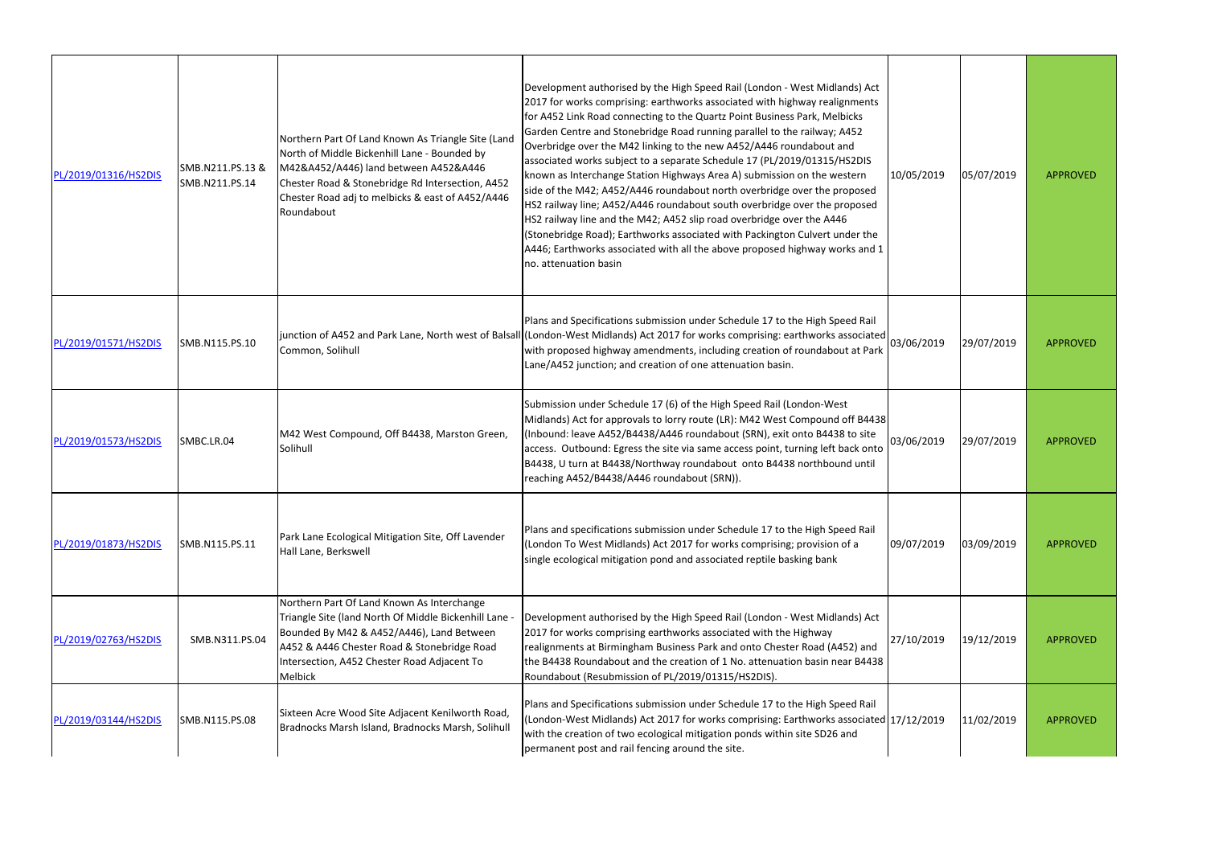| | | | | | | |
|---|---|---|---|---|---|---|
| PL/2019/01316/HS2DIS | SMB.N211.PS.13 & SMB.N211.PS.14 | Northern Part Of Land Known As Triangle Site (Land North of Middle Bickenhill Lane - Bounded by M42&A452/A446) land between A452&A446 Chester Road & Stonebridge Rd Intersection, A452 Chester Road adj to melbicks & east of A452/A446 Roundabout | Development authorised by the High Speed Rail (London - West Midlands) Act 2017 for works comprising: earthworks associated with highway realignments for A452 Link Road connecting to the Quartz Point Business Park, Melbicks Garden Centre and Stonebridge Road running parallel to the railway; A452 Overbridge over the M42 linking to the new A452/A446 roundabout and associated works subject to a separate Schedule 17 (PL/2019/01315/HS2DIS known as Interchange Station Highways Area A) submission on the western side of the M42; A452/A446 roundabout north overbridge over the proposed HS2 railway line; A452/A446 roundabout south overbridge over the proposed HS2 railway line and the M42; A452 slip road overbridge over the A446 (Stonebridge Road); Earthworks associated with Packington Culvert under the A446; Earthworks associated with all the above proposed highway works and 1 no. attenuation basin | 10/05/2019 | 05/07/2019 | APPROVED |
| PL/2019/01571/HS2DIS | SMB.N115.PS.10 | junction of A452 and Park Lane, North west of Balsall Common, Solihull | Plans and Specifications submission under Schedule 17 to the High Speed Rail (London-West Midlands) Act 2017 for works comprising: earthworks associated with proposed highway amendments, including creation of roundabout at Park Lane/A452 junction; and creation of one attenuation basin. | 03/06/2019 | 29/07/2019 | APPROVED |
| PL/2019/01573/HS2DIS | SMBC.LR.04 | M42 West Compound, Off B4438, Marston Green, Solihull | Submission under Schedule 17 (6) of the High Speed Rail (London-West Midlands) Act for approvals to lorry route (LR): M42 West Compound off B4438 (Inbound: leave A452/B4438/A446 roundabout (SRN), exit onto B4438 to site access. Outbound: Egress the site via same access point, turning left back onto B4438, U turn at B4438/Northway roundabout onto B4438 northbound until reaching A452/B4438/A446 roundabout (SRN)). | 03/06/2019 | 29/07/2019 | APPROVED |
| PL/2019/01873/HS2DIS | SMB.N115.PS.11 | Park Lane Ecological Mitigation Site, Off Lavender Hall Lane, Berkswell | Plans and specifications submission under Schedule 17 to the High Speed Rail (London To West Midlands) Act 2017 for works comprising; provision of a single ecological mitigation pond and associated reptile basking bank | 09/07/2019 | 03/09/2019 | APPROVED |
| PL/2019/02763/HS2DIS | SMB.N311.PS.04 | Northern Part Of Land Known As Interchange Triangle Site (land North Of Middle Bickenhill Lane - Bounded By M42 & A452/A446), Land Between A452 & A446 Chester Road & Stonebridge Road Intersection, A452 Chester Road Adjacent To Melbick | Development authorised by the High Speed Rail (London - West Midlands) Act 2017 for works comprising earthworks associated with the Highway realignments at Birmingham Business Park and onto Chester Road (A452) and the B4438 Roundabout and the creation of 1 No. attenuation basin near B4438 Roundabout (Resubmission of PL/2019/01315/HS2DIS). | 27/10/2019 | 19/12/2019 | APPROVED |
| PL/2019/03144/HS2DIS | SMB.N115.PS.08 | Sixteen Acre Wood Site Adjacent Kenilworth Road, Bradnocks Marsh Island, Bradnocks Marsh, Solihull | Plans and Specifications submission under Schedule 17 to the High Speed Rail (London-West Midlands) Act 2017 for works comprising: Earthworks associated with the creation of two ecological mitigation ponds within site SD26 and permanent post and rail fencing around the site. | 17/12/2019 | 11/02/2019 | APPROVED |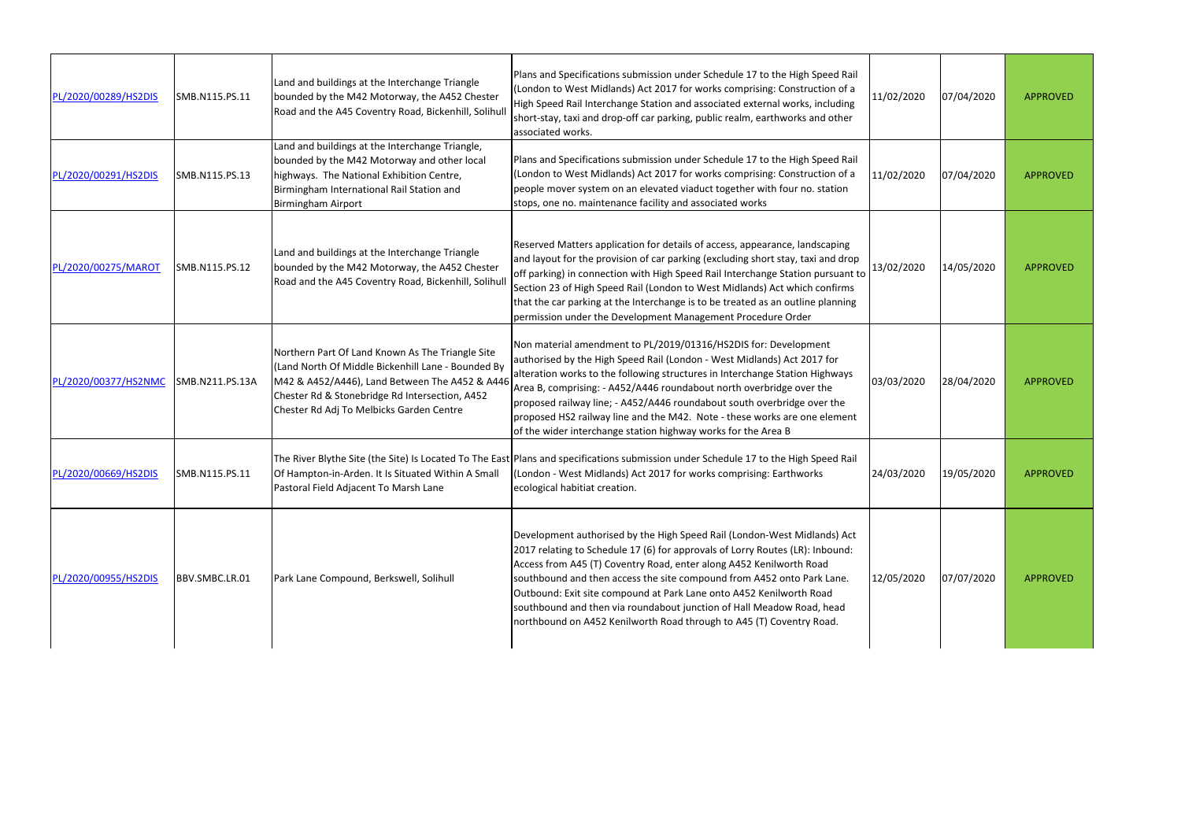| PL/2020/00289/HS2DIS | SMB.N115.PS.11 | Land and buildings at the Interchange Triangle bounded by the M42 Motorway, the A452 Chester Road and the A45 Coventry Road, Bickenhill, Solihull | Plans and Specifications submission under Schedule 17 to the High Speed Rail (London to West Midlands) Act 2017 for works comprising: Construction of a High Speed Rail Interchange Station and associated external works, including short-stay, taxi and drop-off car parking, public realm, earthworks and other associated works. | 11/02/2020 | 07/04/2020 | APPROVED |
|---|---|---|---|---|---|---|
| PL/2020/00291/HS2DIS | SMB.N115.PS.13 | Land and buildings at the Interchange Triangle, bounded by the M42 Motorway and other local highways. The National Exhibition Centre, Birmingham International Rail Station and Birmingham Airport | Plans and Specifications submission under Schedule 17 to the High Speed Rail (London to West Midlands) Act 2017 for works comprising: Construction of a people mover system on an elevated viaduct together with four no. station stops, one no. maintenance facility and associated works | 11/02/2020 | 07/04/2020 | APPROVED |
| PL/2020/00275/MAROT | SMB.N115.PS.12 | Land and buildings at the Interchange Triangle bounded by the M42 Motorway, the A452 Chester Road and the A45 Coventry Road, Bickenhill, Solihull | Reserved Matters application for details of access, appearance, landscaping and layout for the provision of car parking (excluding short stay, taxi and drop off parking) in connection with High Speed Rail Interchange Station pursuant to Section 23 of High Speed Rail (London to West Midlands) Act which confirms that the car parking at the Interchange is to be treated as an outline planning permission under the Development Management Procedure Order | 13/02/2020 | 14/05/2020 | APPROVED |
| PL/2020/00377/HS2NMC | SMB.N211.PS.13A | Northern Part Of Land Known As The Triangle Site (Land North Of Middle Bickenhill Lane - Bounded By M42 & A452/A446), Land Between The A452 & A446 Chester Rd & Stonebridge Rd Intersection, A452 Chester Rd Adj To Melbicks Garden Centre | Non material amendment to PL/2019/01316/HS2DIS for: Development authorised by the High Speed Rail (London - West Midlands) Act 2017 for alteration works to the following structures in Interchange Station Highways Area B, comprising: - A452/A446 roundabout north overbridge over the proposed railway line; - A452/A446 roundabout south overbridge over the proposed HS2 railway line and the M42. Note - these works are one element of the wider interchange station highway works for the Area B | 03/03/2020 | 28/04/2020 | APPROVED |
| PL/2020/00669/HS2DIS | SMB.N115.PS.11 | The River Blythe Site (the Site) Is Located To The East Of Hampton-in-Arden. It Is Situated Within A Small Pastoral Field Adjacent To Marsh Lane | Plans and specifications submission under Schedule 17 to the High Speed Rail (London - West Midlands) Act 2017 for works comprising: Earthworks ecological habitiat creation. | 24/03/2020 | 19/05/2020 | APPROVED |
| PL/2020/00955/HS2DIS | BBV.SMBC.LR.01 | Park Lane Compound, Berkswell, Solihull | Development authorised by the High Speed Rail (London-West Midlands) Act 2017 relating to Schedule 17 (6) for approvals of Lorry Routes (LR): Inbound: Access from A45 (T) Coventry Road, enter along A452 Kenilworth Road southbound and then access the site compound from A452 onto Park Lane. Outbound: Exit site compound at Park Lane onto A452 Kenilworth Road southbound and then via roundabout junction of Hall Meadow Road, head northbound on A452 Kenilworth Road through to A45 (T) Coventry Road. | 12/05/2020 | 07/07/2020 | APPROVED |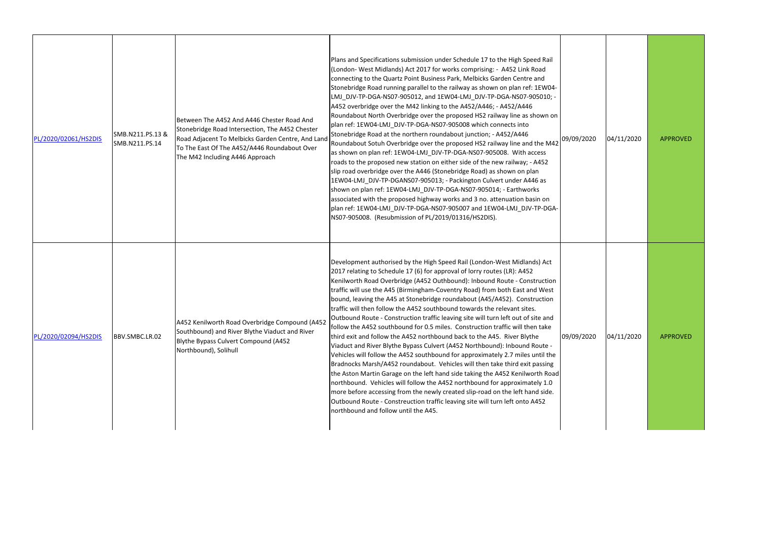| | | | | | | |
|---|---|---|---|---|---|---|
| PL/2020/02061/HS2DIS | SMB.N211.PS.13 & SMB.N211.PS.14 | Between The A452 And A446 Chester Road And Stonebridge Road Intersection, The A452 Chester Road Adjacent To Melbicks Garden Centre, And Land To The East Of The A452/A446 Roundabout Over The M42 Including A446 Approach | Plans and Specifications submission under Schedule 17 to the High Speed Rail (London- West Midlands) Act 2017 for works comprising: - A452 Link Road connecting to the Quartz Point Business Park, Melbicks Garden Centre and Stonebridge Road running parallel to the railway as shown on plan ref: 1EW04-LMJ_DJV-TP-DGA-NS07-905012, and 1EW04-LMJ_DJV-TP-DGA-NS07-905010; - A452 overbridge over the M42 linking to the A452/A446; - A452/A446 Roundabout North Overbridge over the proposed HS2 railway line as shown on plan ref: 1EW04-LMJ_DJV-TP-DGA-NS07-905008 which connects into Stonebridge Road at the northern roundabout junction; - A452/A446 Roundabout Sotuh Overbridge over the proposed HS2 railway line and the M42 as shown on plan ref: 1EW04-LMJ_DJV-TP-DGA-NS07-905008. With access roads to the proposed new station on either side of the new railway; - A452 slip road overbridge over the A446 (Stonebridge Road) as shown on plan 1EW04-LMJ_DJV-TP-DGANS07-905013; - Packington Culvert under A446 as shown on plan ref: 1EW04-LMJ_DJV-TP-DGA-NS07-905014; - Earthworks associated with the proposed highway works and 3 no. attenuation basin on plan ref: 1EW04-LMJ_DJV-TP-DGA-NS07-905007 and 1EW04-LMJ_DJV-TP-DGA-NS07-905008. (Resubmission of PL/2019/01316/HS2DIS). | 09/09/2020 | 04/11/2020 | APPROVED |
| PL/2020/02094/HS2DIS | BBV.SMBC.LR.02 | A452 Kenilworth Road Overbridge Compound (A452 Southbound) and River Blythe Viaduct and River Blythe Bypass Culvert Compound (A452 Northbound), Solihull | Development authorised by the High Speed Rail (London-West Midlands) Act 2017 relating to Schedule 17 (6) for approval of lorry routes (LR): A452 Kenilworth Road Overbridge (A452 Outbound): Inbound Route - Construction traffic will use the A45 (Birmingham-Coventry Road) from both East and West bound, leaving the A45 at Stonebridge roundabout (A45/A452). Construction traffic will then follow the A452 southbound towards the relevant sites. Outbound Route - Construction traffic leaving site will turn left out of site and follow the A452 southbound for 0.5 miles. Construction traffic will then take third exit and follow the A452 northbound back to the A45. River Blythe Viaduct and River Blythe Bypass Culvert (A452 Northbound): Inbound Route - Vehicles will follow the A452 southbound for approximately 2.7 miles until the Bradnocks Marsh/A452 roundabout. Vehicles will then take third exit passing the Aston Martin Garage on the left hand side taking the A452 Kenilworth Road northbound. Vehicles will follow the A452 northbound for approximately 1.0 more before accessing from the newly created slip-road on the left hand side. Outbound Route - Constreuction traffic leaving site will turn left onto A452 northbound and follow until the A45. | 09/09/2020 | 04/11/2020 | APPROVED |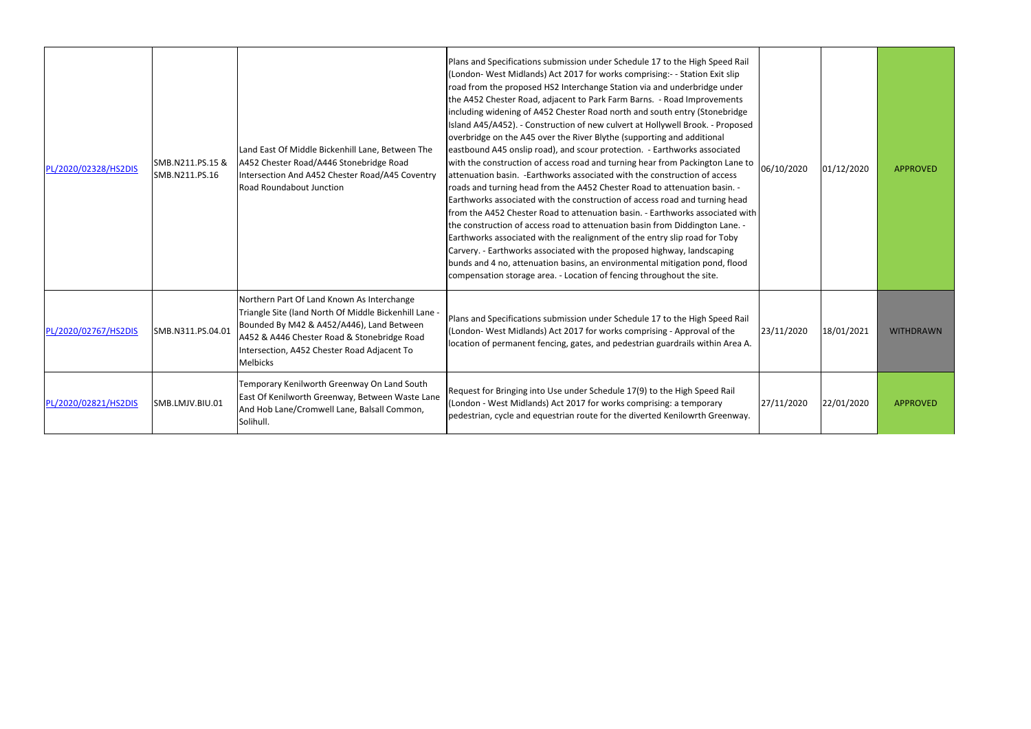| | | | | | | |
|---|---|---|---|---|---|---|
| PL/2020/02328/HS2DIS | SMB.N211.PS.15 & SMB.N211.PS.16 | Land East Of Middle Bickenhill Lane, Between The A452 Chester Road/A446 Stonebridge Road Intersection And A452 Chester Road/A45 Coventry Road Roundabout Junction | Plans and Specifications submission under Schedule 17 to the High Speed Rail (London- West Midlands) Act 2017 for works comprising:- - Station Exit slip road from the proposed HS2 Interchange Station via and underbridge under the A452 Chester Road, adjacent to Park Farm Barns. - Road Improvements including widening of A452 Chester Road north and south entry (Stonebridge Island A45/A452). - Construction of new culvert at Hollywell Brook. - Proposed overbridge on the A45 over the River Blythe (supporting and additional eastbound A45 onslip road), and scour protection. - Earthworks associated with the construction of access road and turning hear from Packington Lane to attenuation basin. -Earthworks associated with the construction of access roads and turning head from the A452 Chester Road to attenuation basin. - Earthworks associated with the construction of access road and turning head from the A452 Chester Road to attenuation basin. - Earthworks associated with the construction of access road to attenuation basin from Diddington Lane. - Earthworks associated with the realignment of the entry slip road for Toby Carvery. - Earthworks associated with the proposed highway, landscaping bunds and 4 no, attenuation basins, an environmental mitigation pond, flood compensation storage area. - Location of fencing throughout the site. | 06/10/2020 | 01/12/2020 | APPROVED |
| PL/2020/02767/HS2DIS | SMB.N311.PS.04.01 | Northern Part Of Land Known As Interchange Triangle Site (land North Of Middle Bickenhill Lane - Bounded By M42 & A452/A446), Land Between A452 & A446 Chester Road & Stonebridge Road Intersection, A452 Chester Road Adjacent To Melbicks | Plans and Specifications submission under Schedule 17 to the High Speed Rail (London- West Midlands) Act 2017 for works comprising - Approval of the location of permanent fencing, gates, and pedestrian guardrails within Area A. | 23/11/2020 | 18/01/2021 | WITHDRAWN |
| PL/2020/02821/HS2DIS | SMB.LMJV.BIU.01 | Temporary Kenilworth Greenway On Land South East Of Kenilworth Greenway, Between Waste Lane And Hob Lane/Cromwell Lane, Balsall Common, Solihull. | Request for Bringing into Use under Schedule 17(9) to the High Speed Rail (London - West Midlands) Act 2017 for works comprising: a temporary pedestrian, cycle and equestrian route for the diverted Kenilowrth Greenway. | 27/11/2020 | 22/01/2020 | APPROVED |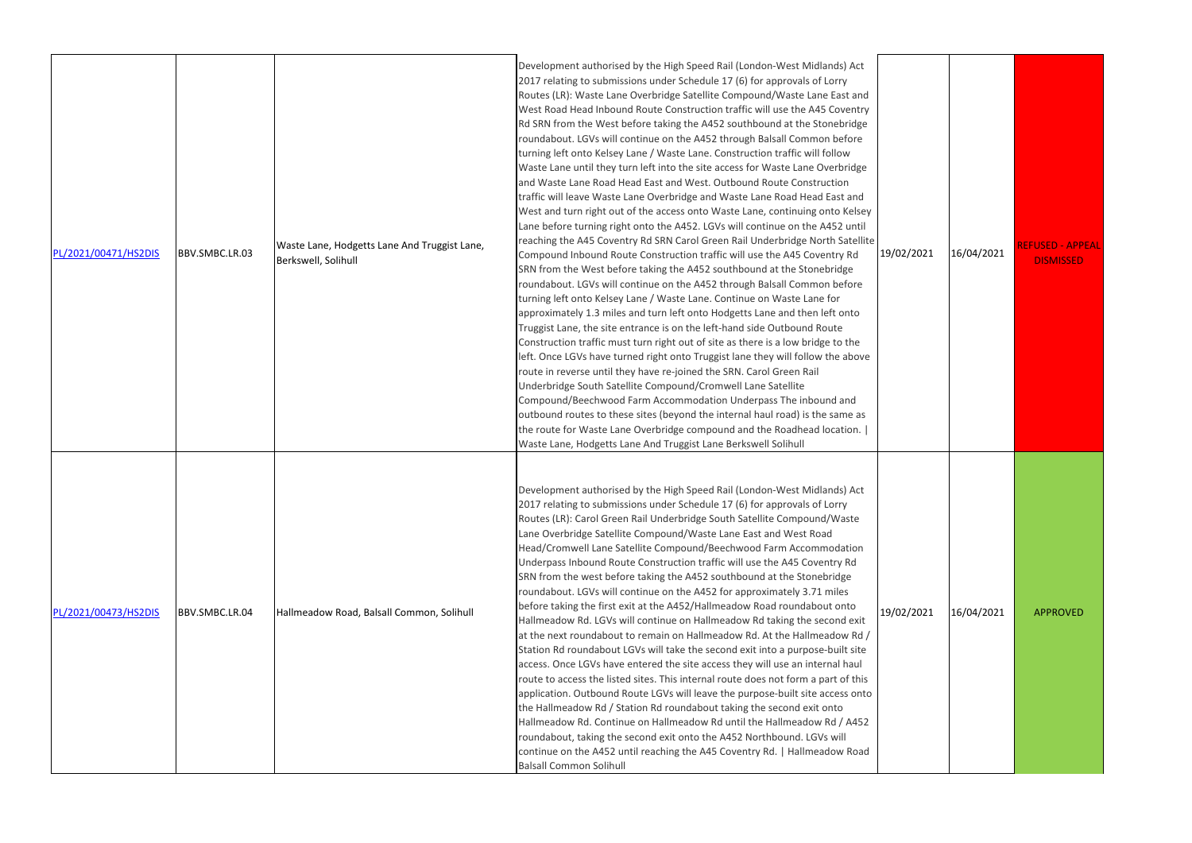| | | | | | | |
|---|---|---|---|---|---|---|
| PL/2021/00471/HS2DIS | BBV.SMBC.LR.03 | Waste Lane, Hodgetts Lane And Truggist Lane, Berkswell, Solihull | Development authorised by the High Speed Rail (London-West Midlands) Act 2017 relating to submissions under Schedule 17 (6) for approvals of Lorry Routes (LR): Waste Lane Overbridge Satellite Compound/Waste Lane East and West Road Head Inbound Route Construction traffic will use the A45 Coventry Rd SRN from the West before taking the A452 southbound at the Stonebridge roundabout. LGVs will continue on the A452 through Balsall Common before turning left onto Kelsey Lane / Waste Lane. Construction traffic will follow Waste Lane until they turn left into the site access for Waste Lane Overbridge and Waste Lane Road Head East and West. Outbound Route Construction traffic will leave Waste Lane Overbridge and Waste Lane Road Head East and West and turn right out of the access onto Waste Lane, continuing onto Kelsey Lane before turning right onto the A452. LGVs will continue on the A452 until reaching the A45 Coventry Rd SRN Carol Green Rail Underbridge North Satellite Compound Inbound Route Construction traffic will use the A45 Coventry Rd SRN from the West before taking the A452 southbound at the Stonebridge roundabout. LGVs will continue on the A452 through Balsall Common before turning left onto Kelsey Lane / Waste Lane. Continue on Waste Lane for approximately 1.3 miles and turn left onto Hodgetts Lane and then left onto Truggist Lane, the site entrance is on the left-hand side Outbound Route Construction traffic must turn right out of site as there is a low bridge to the left. Once LGVs have turned right onto Truggist lane they will follow the above route in reverse until they have re-joined the SRN. Carol Green Rail Underbridge South Satellite Compound/Cromwell Lane Satellite Compound/Beechwood Farm Accommodation Underpass The inbound and outbound routes to these sites (beyond the internal haul road) is the same as the route for Waste Lane Overbridge compound and the Roadhead location. \| Waste Lane, Hodgetts Lane And Truggist Lane Berkswell Solihull | 19/02/2021 | 16/04/2021 | REFUSED - APPEAL DISMISSED |
| PL/2021/00473/HS2DIS | BBV.SMBC.LR.04 | Hallmeadow Road, Balsall Common, Solihull | Development authorised by the High Speed Rail (London-West Midlands) Act 2017 relating to submissions under Schedule 17 (6) for approvals of Lorry Routes (LR): Carol Green Rail Underbridge South Satellite Compound/Waste Lane Overbridge Satellite Compound/Waste Lane East and West Road Head/Cromwell Lane Satellite Compound/Beechwood Farm Accommodation Underpass Inbound Route Construction traffic will use the A45 Coventry Rd SRN from the west before taking the A452 southbound at the Stonebridge roundabout. LGVs will continue on the A452 for approximately 3.71 miles before taking the first exit at the A452/Hallmeadow Road roundabout onto Hallmeadow Rd. LGVs will continue on Hallmeadow Rd taking the second exit at the next roundabout to remain on Hallmeadow Rd. At the Hallmeadow Rd / Station Rd roundabout LGVs will take the second exit into a purpose-built site access. Once LGVs have entered the site access they will use an internal haul route to access the listed sites. This internal route does not form a part of this application. Outbound Route LGVs will leave the purpose-built site access onto the Hallmeadow Rd / Station Rd roundabout taking the second exit onto Hallmeadow Rd. Continue on Hallmeadow Rd until the Hallmeadow Rd / A452 roundabout, taking the second exit onto the A452 Northbound. LGVs will continue on the A452 until reaching the A45 Coventry Rd. \| Hallmeadow Road Balsall Common Solihull | 19/02/2021 | 16/04/2021 | APPROVED |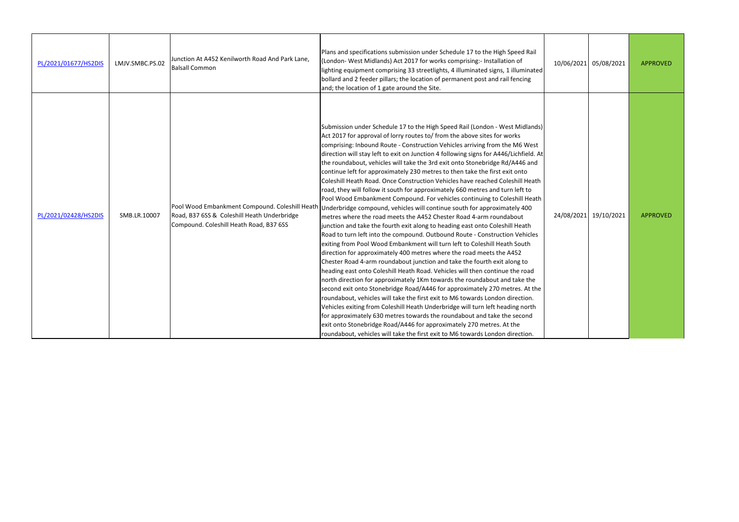| | | | | | | |
|---|---|---|---|---|---|---|
| PL/2021/01677/HS2DIS | LMJV.SMBC.PS.02 | Junction At A452 Kenilworth Road And Park Lane, Balsall Common | Plans and specifications submission under Schedule 17 to the High Speed Rail (London- West Midlands) Act 2017 for works comprising:- Installation of lighting equipment comprising 33 streetlights, 4 illuminated signs, 1 illuminated bollard and 2 feeder pillars; the location of permanent post and rail fencing and; the location of 1 gate around the Site. | 10/06/2021 | 05/08/2021 | APPROVED |
| PL/2021/02428/HS2DIS | SMB.LR.10007 | Pool Wood Embankment Compound. Coleshill Heath Road, B37 6SS & Coleshill Heath Underbridge Compound. Coleshill Heath Road, B37 6SS | Submission under Schedule 17 to the High Speed Rail (London - West Midlands) Act 2017 for approval of lorry routes to/ from the above sites for works comprising: Inbound Route - Construction Vehicles arriving from the M6 West direction will stay left to exit on Junction 4 following signs for A446/Lichfield. At the roundabout, vehicles will take the 3rd exit onto Stonebridge Rd/A446 and continue left for approximately 230 metres to then take the first exit onto Coleshill Heath Road. Once Construction Vehicles have reached Coleshill Heath road, they will follow it south for approximately 660 metres and turn left to Pool Wood Embankment Compound. For vehicles continuing to Coleshill Heath Underbridge compound, vehicles will continue south for approximately 400 metres where the road meets the A452 Chester Road 4-arm roundabout junction and take the fourth exit along to heading east onto Coleshill Heath Road to turn left into the compound. Outbound Route - Construction Vehicles exiting from Pool Wood Embankment will turn left to Coleshill Heath South direction for approximately 400 metres where the road meets the A452 Chester Road 4-arm roundabout junction and take the fourth exit along to heading east onto Coleshill Heath Road. Vehicles will then continue the road north direction for approximately 1Km towards the roundabout and take the second exit onto Stonebridge Road/A446 for approximately 270 metres. At the roundabout, vehicles will take the first exit to M6 towards London direction. Vehicles exiting from Coleshill Heath Underbridge will turn left heading north for approximately 630 metres towards the roundabout and take the second exit onto Stonebridge Road/A446 for approximately 270 metres. At the roundabout, vehicles will take the first exit to M6 towards London direction. | 24/08/2021 | 19/10/2021 | APPROVED |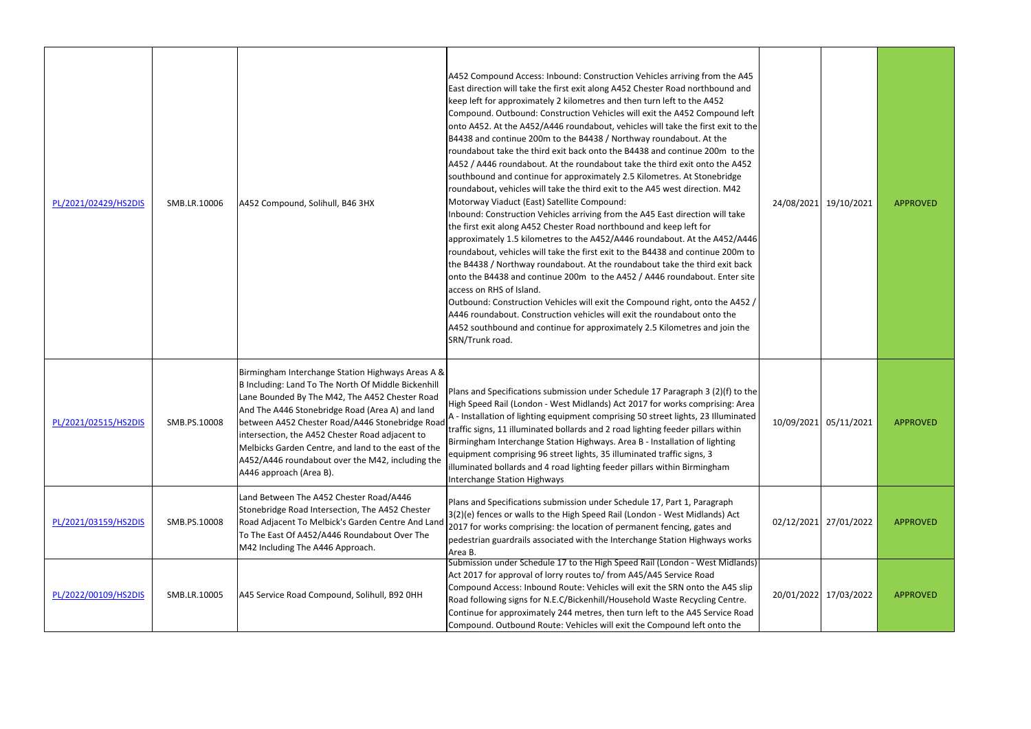| | | | | | | |
|---|---|---|---|---|---|---|
| PL/2021/02429/HS2DIS | SMB.LR.10006 | A452 Compound, Solihull, B46 3HX | A452 Compound Access: Inbound: Construction Vehicles arriving from the A45 East direction will take the first exit along A452 Chester Road northbound and keep left for approximately 2 kilometres and then turn left to the A452 Compound. Outbound: Construction Vehicles will exit the A452 Compound left onto A452. At the A452/A446 roundabout, vehicles will take the first exit to the B4438 and continue 200m to the B4438 / Northway roundabout. At the roundabout take the third exit back onto the B4438 and continue 200m to the A452 / A446 roundabout. At the roundabout take the third exit onto the A452 southbound and continue for approximately 2.5 Kilometres. At Stonebridge roundabout, vehicles will take the third exit to the A45 west direction. M42 Motorway Viaduct (East) Satellite Compound:<br>Inbound: Construction Vehicles arriving from the A45 East direction will take the first exit along A452 Chester Road northbound and keep left for approximately 1.5 kilometres to the A452/A446 roundabout. At the A452/A446 roundabout, vehicles will take the first exit to the B4438 and continue 200m to the B4438 / Northway roundabout. At the roundabout take the third exit back onto the B4438 and continue 200m to the A452 / A446 roundabout. Enter site access on RHS of Island.<br>Outbound: Construction Vehicles will exit the Compound right, onto the A452 / A446 roundabout. Construction vehicles will exit the roundabout onto the A452 southbound and continue for approximately 2.5 Kilometres and join the SRN/Trunk road. | 24/08/2021 | 19/10/2021 | APPROVED |
| PL/2021/02515/HS2DIS | SMB.PS.10008 | Birmingham Interchange Station Highways Areas A & B Including: Land To The North Of Middle Bickenhill Lane Bounded By The M42, The A452 Chester Road And The A446 Stonebridge Road (Area A) and land between A452 Chester Road/A446 Stonebridge Road intersection, the A452 Chester Road adjacent to Melbicks Garden Centre, and land to the east of the A452/A446 roundabout over the M42, including the A446 approach (Area B). | Plans and Specifications submission under Schedule 17 Paragraph 3 (2)(f) to the High Speed Rail (London - West Midlands) Act 2017 for works comprising: Area A - Installation of lighting equipment comprising 50 street lights, 23 Illuminated traffic signs, 11 illuminated bollards and 2 road lighting feeder pillars within Birmingham Interchange Station Highways. Area B - Installation of lighting equipment comprising 96 street lights, 35 illuminated traffic signs, 3 illuminated bollards and 4 road lighting feeder pillars within Birmingham Interchange Station Highways | 10/09/2021 | 05/11/2021 | APPROVED |
| PL/2021/03159/HS2DIS | SMB.PS.10008 | Land Between The A452 Chester Road/A446 Stonebridge Road Intersection, The A452 Chester Road Adjacent To Melbick's Garden Centre And Land To The East Of A452/A446 Roundabout Over The M42 Including The A446 Approach. | Plans and Specifications submission under Schedule 17, Part 1, Paragraph 3(2)(e) fences or walls to the High Speed Rail (London - West Midlands) Act 2017 for works comprising: the location of permanent fencing, gates and pedestrian guardrails associated with the Interchange Station Highways works Area B. | 02/12/2021 | 27/01/2022 | APPROVED |
| PL/2022/00109/HS2DIS | SMB.LR.10005 | A45 Service Road Compound, Solihull, B92 0HH | Submission under Schedule 17 to the High Speed Rail (London - West Midlands) Act 2017 for approval of lorry routes to/ from A45/A45 Service Road Compound Access: Inbound Route: Vehicles will exit the SRN onto the A45 slip Road following signs for N.E.C/Bickenhill/Household Waste Recycling Centre. Continue for approximately 244 metres, then turn left to the A45 Service Road Compound. Outbound Route: Vehicles will exit the Compound left onto the | 20/01/2022 | 17/03/2022 | APPROVED |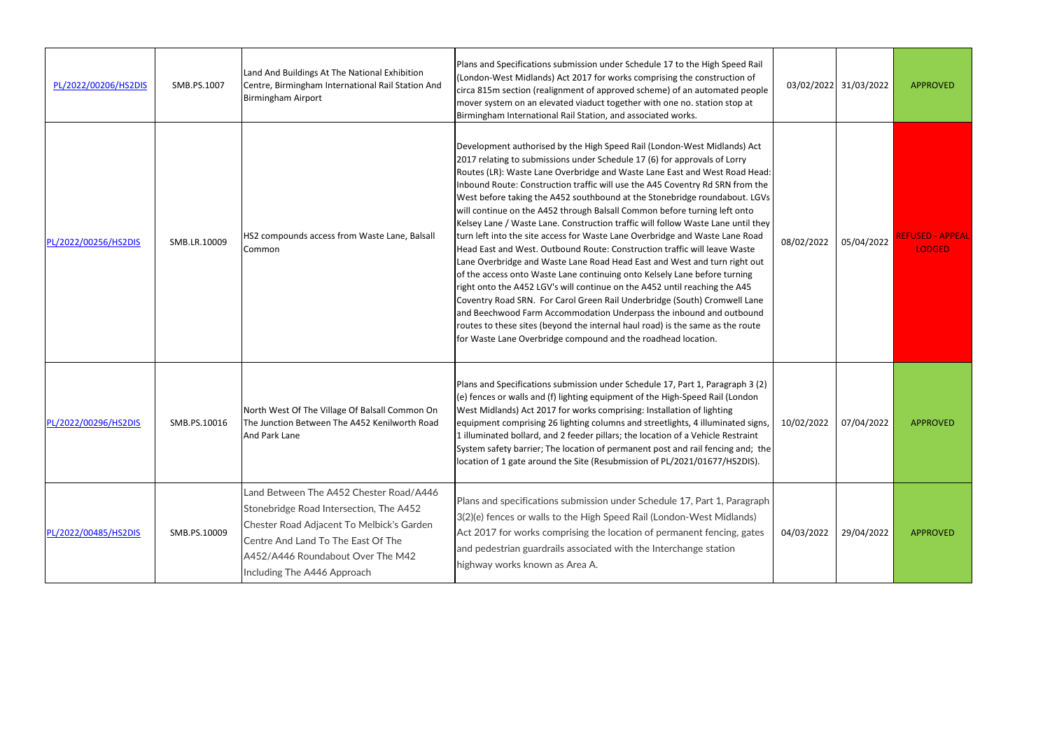| | | | | | | |
|---|---|---|---|---|---|---|
| PL/2022/00206/HS2DIS | SMB.PS.1007 | Land And Buildings At The National Exhibition Centre, Birmingham International Rail Station And Birmingham Airport | Plans and Specifications submission under Schedule 17 to the High Speed Rail (London-West Midlands) Act 2017 for works comprising the construction of circa 815m section (realignment of approved scheme) of an automated people mover system on an elevated viaduct together with one no. station stop at Birmingham International Rail Station, and associated works. | 03/02/2022 | 31/03/2022 | APPROVED |
| PL/2022/00256/HS2DIS | SMB.LR.10009 | HS2 compounds access from Waste Lane, Balsall Common | Development authorised by the High Speed Rail (London-West Midlands) Act 2017 relating to submissions under Schedule 17 (6) for approvals of Lorry Routes (LR): Waste Lane Overbridge and Waste Lane East and West Road Head: Inbound Route: Construction traffic will use the A45 Coventry Rd SRN from the West before taking the A452 southbound at the Stonebridge roundabout. LGVs will continue on the A452 through Balsall Common before turning left onto Kelsey Lane / Waste Lane. Construction traffic will follow Waste Lane until they turn left into the site access for Waste Lane Overbridge and Waste Lane Road Head East and West. Outbound Route: Construction traffic will leave Waste Lane Overbridge and Waste Lane Road Head East and West and turn right out of the access onto Waste Lane continuing onto Kelsely Lane before turning right onto the A452 LGV's will continue on the A452 until reaching the A45 Coventry Road SRN. For Carol Green Rail Underbridge (South) Cromwell Lane and Beechwood Farm Accommodation Underpass the inbound and outbound routes to these sites (beyond the internal haul road) is the same as the route for Waste Lane Overbridge compound and the roadhead location. | 08/02/2022 | 05/04/2022 | REFUSED - APPEAL LODGED |
| PL/2022/00296/HS2DIS | SMB.PS.10016 | North West Of The Village Of Balsall Common On The Junction Between The A452 Kenilworth Road And Park Lane | Plans and Specifications submission under Schedule 17, Part 1, Paragraph 3 (2) (e) fences or walls and (f) lighting equipment of the High-Speed Rail (London West Midlands) Act 2017 for works comprising: Installation of lighting equipment comprising 26 lighting columns and streetlights, 4 illuminated signs, 1 illuminated bollard, and 2 feeder pillars; the location of a Vehicle Restraint System safety barrier; The location of permanent post and rail fencing and; the location of 1 gate around the Site (Resubmission of PL/2021/01677/HS2DIS). | 10/02/2022 | 07/04/2022 | APPROVED |
| PL/2022/00485/HS2DIS | SMB.PS.10009 | Land Between The A452 Chester Road/A446 Stonebridge Road Intersection, The A452 Chester Road Adjacent To Melbick's Garden Centre And Land To The East Of The A452/A446 Roundabout Over The M42 Including The A446 Approach | Plans and specifications submission under Schedule 17, Part 1, Paragraph 3(2)(e) fences or walls to the High Speed Rail (London-West Midlands) Act 2017 for works comprising the location of permanent fencing, gates and pedestrian guardrails associated with the Interchange station highway works known as Area A. | 04/03/2022 | 29/04/2022 | APPROVED |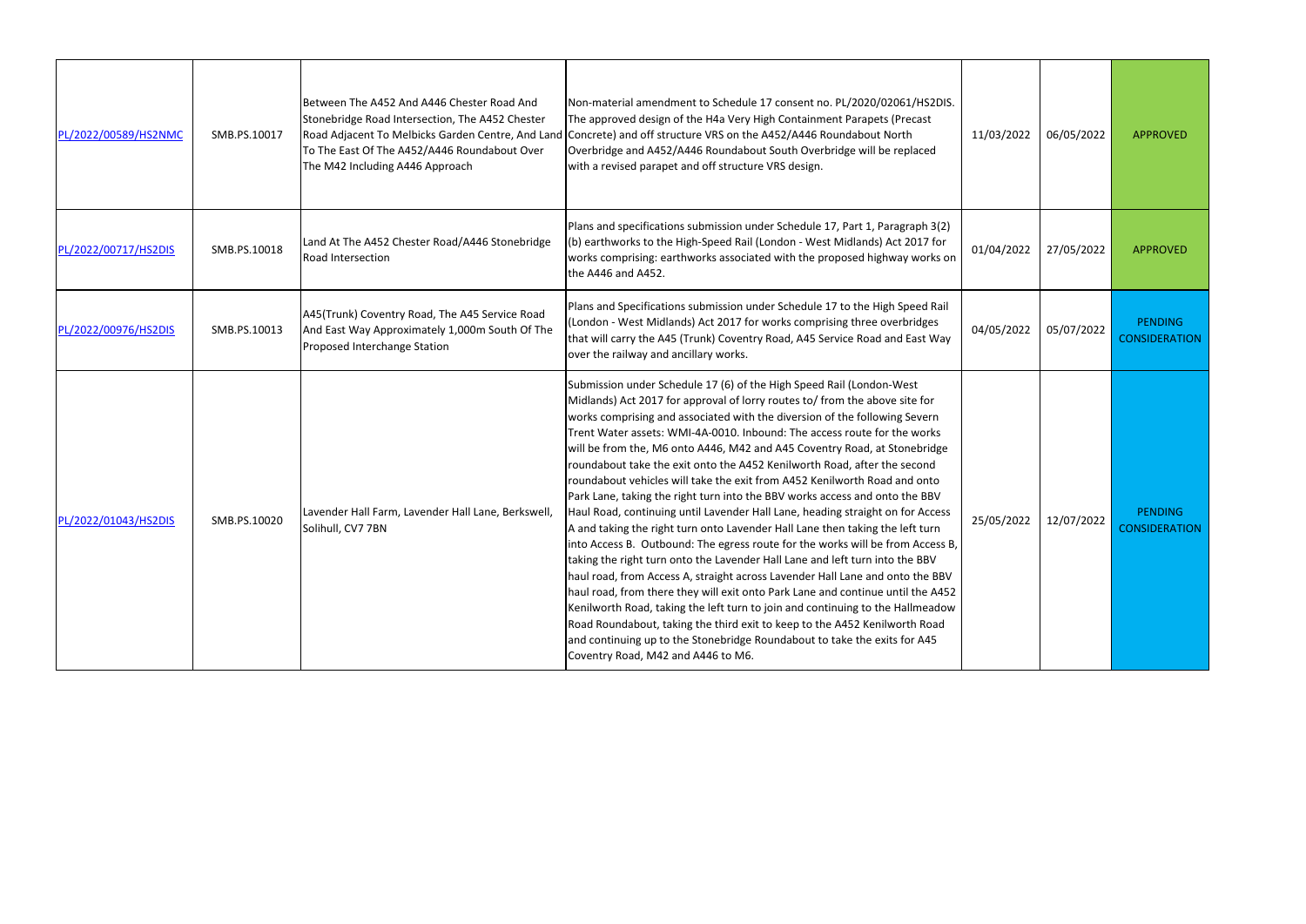| | | | | | | |
|---|---|---|---|---|---|---|
| PL/2022/00589/HS2NMC | SMB.PS.10017 | Between The A452 And A446 Chester Road And Stonebridge Road Intersection, The A452 Chester Road Adjacent To Melbicks Garden Centre, And Land To The East Of The A452/A446 Roundabout Over The M42 Including A446 Approach | Non-material amendment to Schedule 17 consent no. PL/2020/02061/HS2DIS. The approved design of the H4a Very High Containment Parapets (Precast Concrete) and off structure VRS on the A452/A446 Roundabout North Overbridge and A452/A446 Roundabout South Overbridge will be replaced with a revised parapet and off structure VRS design. | 11/03/2022 | 06/05/2022 | APPROVED |
| PL/2022/00717/HS2DIS | SMB.PS.10018 | Land At The A452 Chester Road/A446 Stonebridge Road Intersection | Plans and specifications submission under Schedule 17, Part 1, Paragraph 3(2)(b) earthworks to the High-Speed Rail (London - West Midlands) Act 2017 for works comprising: earthworks associated with the proposed highway works on the A446 and A452. | 01/04/2022 | 27/05/2022 | APPROVED |
| PL/2022/00976/HS2DIS | SMB.PS.10013 | A45(Trunk) Coventry Road, The A45 Service Road And East Way Approximately 1,000m South Of The Proposed Interchange Station | Plans and Specifications submission under Schedule 17 to the High Speed Rail (London - West Midlands) Act 2017 for works comprising three overbridges that will carry the A45 (Trunk) Coventry Road, A45 Service Road and East Way over the railway and ancillary works. | 04/05/2022 | 05/07/2022 | PENDING CONSIDERATION |
| PL/2022/01043/HS2DIS | SMB.PS.10020 | Lavender Hall Farm, Lavender Hall Lane, Berkswell, Solihull, CV7 7BN | Submission under Schedule 17 (6) of the High Speed Rail (London-West Midlands) Act 2017 for approval of lorry routes to/ from the above site for works comprising and associated with the diversion of the following Severn Trent Water assets: WMI-4A-0010. Inbound: The access route for the works will be from the, M6 onto A446, M42 and A45 Coventry Road, at Stonebridge roundabout take the exit onto the A452 Kenilworth Road, after the second roundabout vehicles will take the exit from A452 Kenilworth Road and onto Park Lane, taking the right turn into the BBV works access and onto the BBV Haul Road, continuing until Lavender Hall Lane, heading straight on for Access A and taking the right turn onto Lavender Hall Lane then taking the left turn into Access B. Outbound: The egress route for the works will be from Access B, taking the right turn onto the Lavender Hall Lane and left turn into the BBV haul road, from Access A, straight across Lavender Hall Lane and onto the BBV haul road, from there they will exit onto Park Lane and continue until the A452 Kenilworth Road, taking the left turn to join and continuing to the Hallmeadow Road Roundabout, taking the third exit to keep to the A452 Kenilworth Road and continuing up to the Stonebridge Roundabout to take the exits for A45 Coventry Road, M42 and A446 to M6. | 25/05/2022 | 12/07/2022 | PENDING CONSIDERATION |